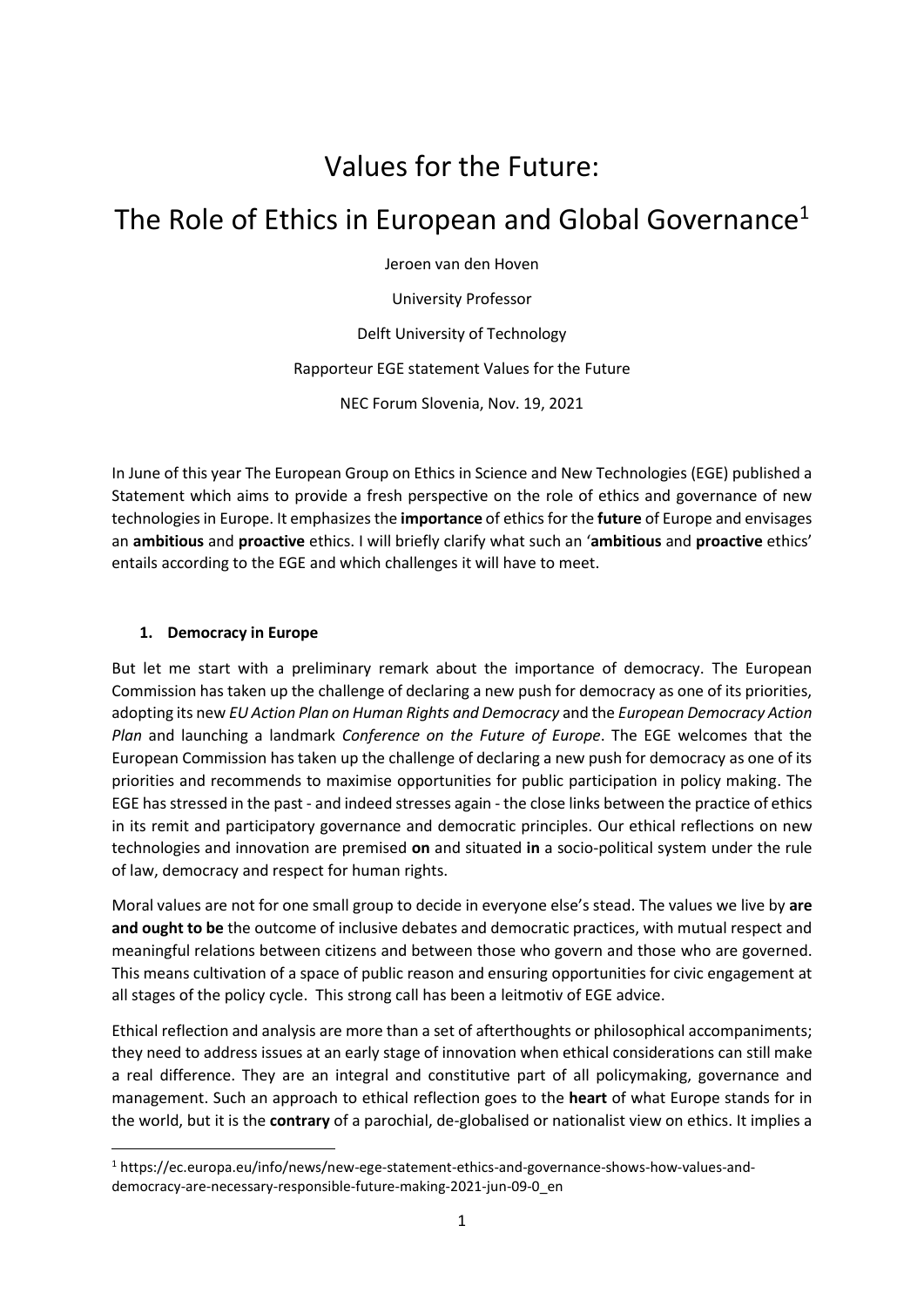# Values for the Future:

# The Role of Ethics in European and Global Governance[1]

Jeroen van den Hoven

University Professor

Delft University of Technology

Rapporteur EGE statement Values for the Future

NEC Forum Slovenia, Nov. 19, 2021

In June of this year The European Group on Ethics in Science and New Technologies (EGE) published a Statement which aims to provide a fresh perspective on the role of ethics and governance of new technologies in Europe. It emphasizes the **importance** of ethics for the **future** of Europe and envisages an **ambitious** and **proactive** ethics. I will briefly clarify what such an '**ambitious** and **proactive** ethics' entails according to the EGE and which challenges it will have to meet.

## 1. Democracy in Europe

But let me start with a preliminary remark about the importance of democracy. The European Commission has taken up the challenge of declaring a new push for democracy as one of its priorities, adopting its new *EU Action Plan on Human Rights and Democracy* and the *European Democracy Action Plan* and launching a landmark *Conference on the Future of Europe*. The EGE welcomes that the European Commission has taken up the challenge of declaring a new push for democracy as one of its priorities and recommends to maximise opportunities for public participation in policy making. The EGE has stressed in the past - and indeed stresses again - the close links between the practice of ethics in its remit and participatory governance and democratic principles. Our ethical reflections on new technologies and innovation are premised **on** and situated **in** a socio-political system under the rule of law, democracy and respect for human rights.

Moral values are not for one small group to decide in everyone else's stead. The values we live by **are and ought to be** the outcome of inclusive debates and democratic practices, with mutual respect and meaningful relations between citizens and between those who govern and those who are governed. This means cultivation of a space of public reason and ensuring opportunities for civic engagement at all stages of the policy cycle. This strong call has been a leitmotiv of EGE advice.

Ethical reflection and analysis are more than a set of afterthoughts or philosophical accompaniments; they need to address issues at an early stage of innovation when ethical considerations can still make a real difference. They are an integral and constitutive part of all policymaking, governance and management. Such an approach to ethical reflection goes to the **heart** of what Europe stands for in the world, but it is the **contrary** of a parochial, de-globalised or nationalist view on ethics. It implies a

[1] https://ec.europa.eu/info/news/new-ege-statement-ethics-and-governance-shows-how-values-and-democracy-are-necessary-responsible-future-making-2021-jun-09-0_en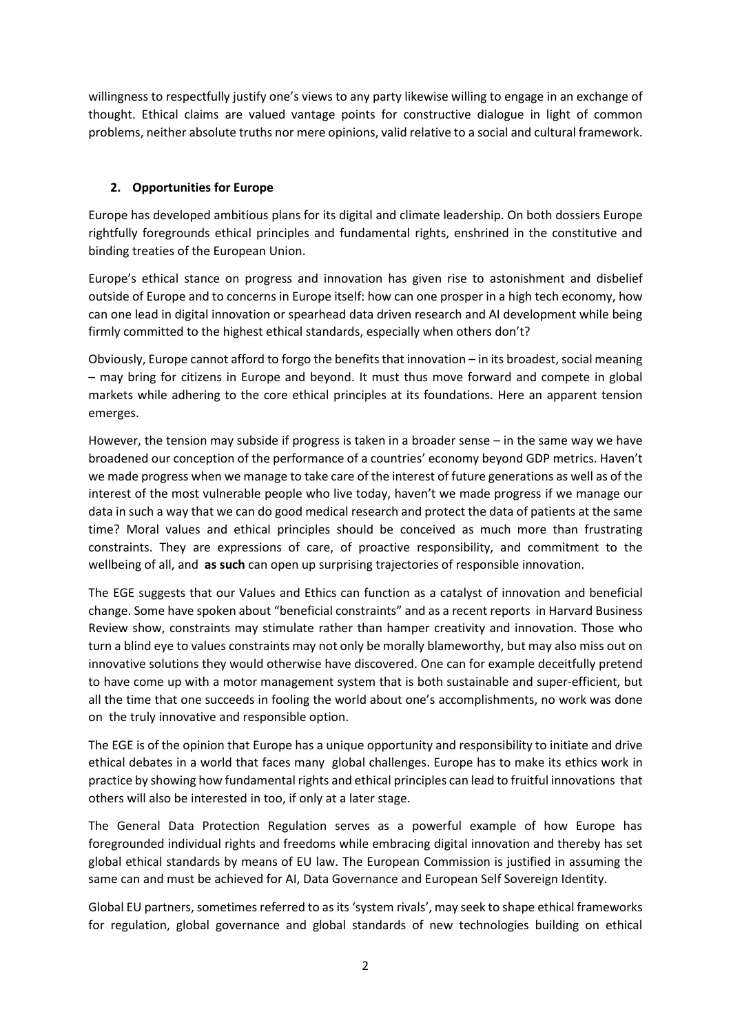willingness to respectfully justify one's views to any party likewise willing to engage in an exchange of thought. Ethical claims are valued vantage points for constructive dialogue in light of common problems, neither absolute truths nor mere opinions, valid relative to a social and cultural framework.

## 2. Opportunities for Europe

Europe has developed ambitious plans for its digital and climate leadership. On both dossiers Europe rightfully foregrounds ethical principles and fundamental rights, enshrined in the constitutive and binding treaties of the European Union.

Europe's ethical stance on progress and innovation has given rise to astonishment and disbelief outside of Europe and to concerns in Europe itself: how can one prosper in a high tech economy, how can one lead in digital innovation or spearhead data driven research and AI development while being firmly committed to the highest ethical standards, especially when others don't?

Obviously, Europe cannot afford to forgo the benefits that innovation – in its broadest, social meaning – may bring for citizens in Europe and beyond. It must thus move forward and compete in global markets while adhering to the core ethical principles at its foundations. Here an apparent tension emerges.

However, the tension may subside if progress is taken in a broader sense – in the same way we have broadened our conception of the performance of a countries' economy beyond GDP metrics. Haven't we made progress when we manage to take care of the interest of future generations as well as of the interest of the most vulnerable people who live today, haven't we made progress if we manage our data in such a way that we can do good medical research and protect the data of patients at the same time? Moral values and ethical principles should be conceived as much more than frustrating constraints. They are expressions of care, of proactive responsibility, and commitment to the wellbeing of all, and **as such** can open up surprising trajectories of responsible innovation.

The EGE suggests that our Values and Ethics can function as a catalyst of innovation and beneficial change. Some have spoken about "beneficial constraints" and as a recent reports in Harvard Business Review show, constraints may stimulate rather than hamper creativity and innovation. Those who turn a blind eye to values constraints may not only be morally blameworthy, but may also miss out on innovative solutions they would otherwise have discovered. One can for example deceitfully pretend to have come up with a motor management system that is both sustainable and super-efficient, but all the time that one succeeds in fooling the world about one's accomplishments, no work was done on the truly innovative and responsible option.

The EGE is of the opinion that Europe has a unique opportunity and responsibility to initiate and drive ethical debates in a world that faces many global challenges. Europe has to make its ethics work in practice by showing how fundamental rights and ethical principles can lead to fruitful innovations that others will also be interested in too, if only at a later stage.

The General Data Protection Regulation serves as a powerful example of how Europe has foregrounded individual rights and freedoms while embracing digital innovation and thereby has set global ethical standards by means of EU law. The European Commission is justified in assuming the same can and must be achieved for AI, Data Governance and European Self Sovereign Identity.

Global EU partners, sometimes referred to as its 'system rivals', may seek to shape ethical frameworks for regulation, global governance and global standards of new technologies building on ethical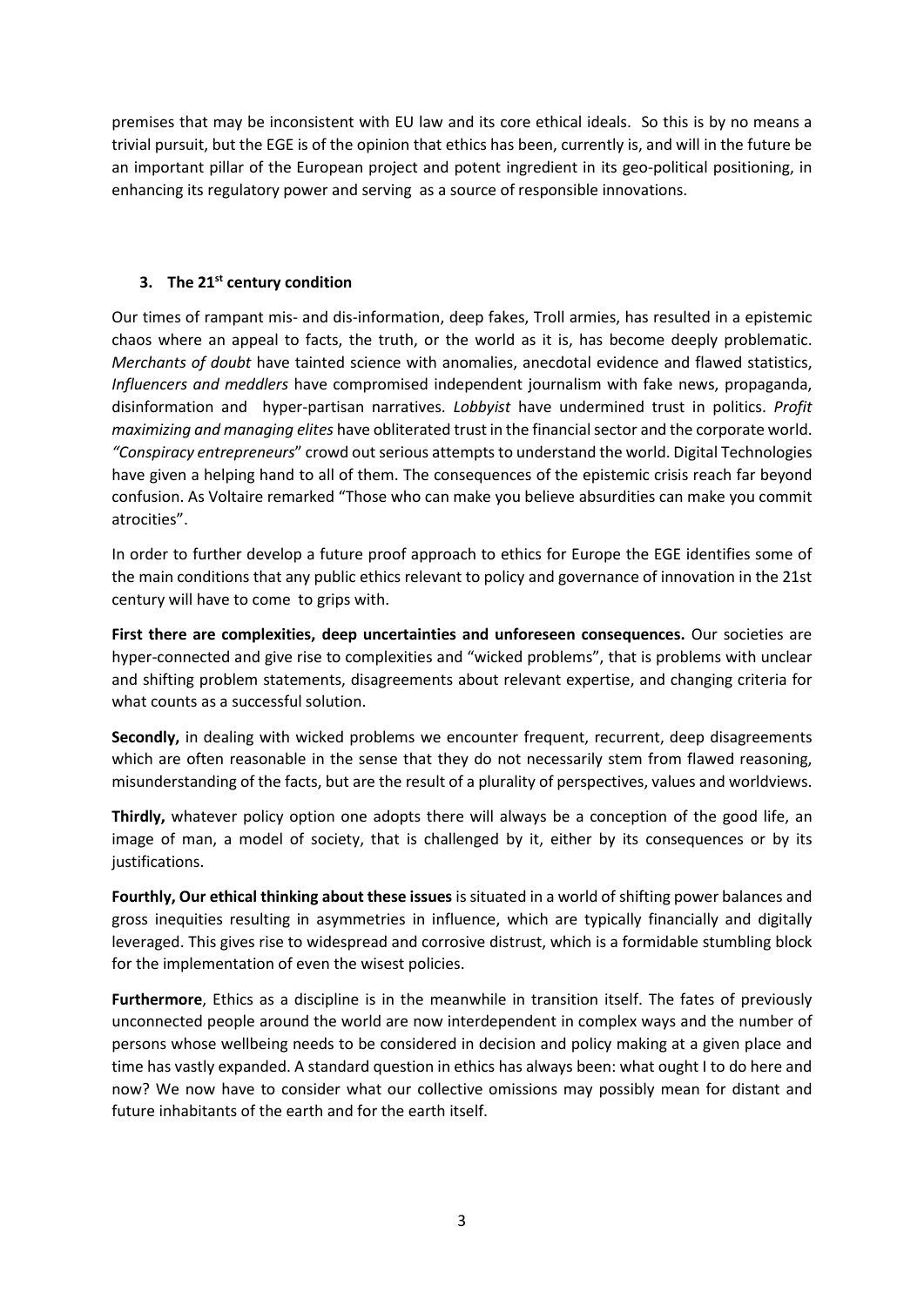premises that may be inconsistent with EU law and its core ethical ideals. So this is by no means a trivial pursuit, but the EGE is of the opinion that ethics has been, currently is, and will in the future be an important pillar of the European project and potent ingredient in its geo-political positioning, in enhancing its regulatory power and serving as a source of responsible innovations.

### 3. The 21st century condition

Our times of rampant mis- and dis-information, deep fakes, Troll armies, has resulted in a epistemic chaos where an appeal to facts, the truth, or the world as it is, has become deeply problematic. *Merchants of doubt* have tainted science with anomalies, anecdotal evidence and flawed statistics, *Influencers and meddlers* have compromised independent journalism with fake news, propaganda, disinformation and hyper-partisan narratives. *Lobbyist* have undermined trust in politics. *Profit maximizing and managing elites* have obliterated trust in the financial sector and the corporate world. *"Conspiracy entrepreneurs*" crowd out serious attempts to understand the world. Digital Technologies have given a helping hand to all of them. The consequences of the epistemic crisis reach far beyond confusion. As Voltaire remarked "Those who can make you believe absurdities can make you commit atrocities".

In order to further develop a future proof approach to ethics for Europe the EGE identifies some of the main conditions that any public ethics relevant to policy and governance of innovation in the 21st century will have to come to grips with.

**First there are complexities, deep uncertainties and unforeseen consequences.** Our societies are hyper-connected and give rise to complexities and "wicked problems", that is problems with unclear and shifting problem statements, disagreements about relevant expertise, and changing criteria for what counts as a successful solution.

**Secondly,** in dealing with wicked problems we encounter frequent, recurrent, deep disagreements which are often reasonable in the sense that they do not necessarily stem from flawed reasoning, misunderstanding of the facts, but are the result of a plurality of perspectives, values and worldviews.

**Thirdly,** whatever policy option one adopts there will always be a conception of the good life, an image of man, a model of society, that is challenged by it, either by its consequences or by its justifications.

**Fourthly, Our ethical thinking about these issues** is situated in a world of shifting power balances and gross inequities resulting in asymmetries in influence, which are typically financially and digitally leveraged. This gives rise to widespread and corrosive distrust, which is a formidable stumbling block for the implementation of even the wisest policies.

**Furthermore**, Ethics as a discipline is in the meanwhile in transition itself. The fates of previously unconnected people around the world are now interdependent in complex ways and the number of persons whose wellbeing needs to be considered in decision and policy making at a given place and time has vastly expanded. A standard question in ethics has always been: what ought I to do here and now? We now have to consider what our collective omissions may possibly mean for distant and future inhabitants of the earth and for the earth itself.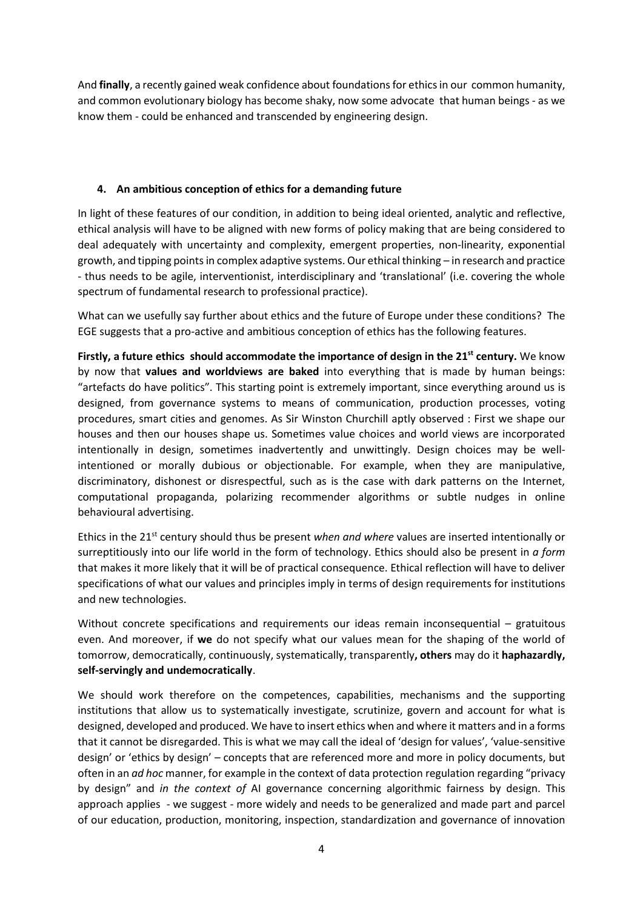And **finally**, a recently gained weak confidence about foundations for ethics in our common humanity, and common evolutionary biology has become shaky, now some advocate that human beings - as we know them - could be enhanced and transcended by engineering design.

## 4. An ambitious conception of ethics for a demanding future

In light of these features of our condition, in addition to being ideal oriented, analytic and reflective, ethical analysis will have to be aligned with new forms of policy making that are being considered to deal adequately with uncertainty and complexity, emergent properties, non-linearity, exponential growth, and tipping points in complex adaptive systems. Our ethical thinking – in research and practice - thus needs to be agile, interventionist, interdisciplinary and 'translational' (i.e. covering the whole spectrum of fundamental research to professional practice).

What can we usefully say further about ethics and the future of Europe under these conditions? The EGE suggests that a pro-active and ambitious conception of ethics has the following features.

**Firstly, a future ethics should accommodate the importance of design in the 21st century.** We know by now that **values and worldviews are baked** into everything that is made by human beings: "artefacts do have politics". This starting point is extremely important, since everything around us is designed, from governance systems to means of communication, production processes, voting procedures, smart cities and genomes. As Sir Winston Churchill aptly observed : First we shape our houses and then our houses shape us. Sometimes value choices and world views are incorporated intentionally in design, sometimes inadvertently and unwittingly. Design choices may be well-intentioned or morally dubious or objectionable. For example, when they are manipulative, discriminatory, dishonest or disrespectful, such as is the case with dark patterns on the Internet, computational propaganda, polarizing recommender algorithms or subtle nudges in online behavioural advertising.

Ethics in the 21st century should thus be present *when and where* values are inserted intentionally or surreptitiously into our life world in the form of technology. Ethics should also be present in *a form* that makes it more likely that it will be of practical consequence. Ethical reflection will have to deliver specifications of what our values and principles imply in terms of design requirements for institutions and new technologies.

Without concrete specifications and requirements our ideas remain inconsequential – gratuitous even. And moreover, if **we** do not specify what our values mean for the shaping of the world of tomorrow, democratically, continuously, systematically, transparently**, others** may do it **haphazardly, self-servingly and undemocratically**.

We should work therefore on the competences, capabilities, mechanisms and the supporting institutions that allow us to systematically investigate, scrutinize, govern and account for what is designed, developed and produced. We have to insert ethics when and where it matters and in a forms that it cannot be disregarded. This is what we may call the ideal of 'design for values', 'value-sensitive design' or 'ethics by design' – concepts that are referenced more and more in policy documents, but often in an *ad hoc* manner, for example in the context of data protection regulation regarding "privacy by design" and *in the context of* AI governance concerning algorithmic fairness by design. This approach applies - we suggest - more widely and needs to be generalized and made part and parcel of our education, production, monitoring, inspection, standardization and governance of innovation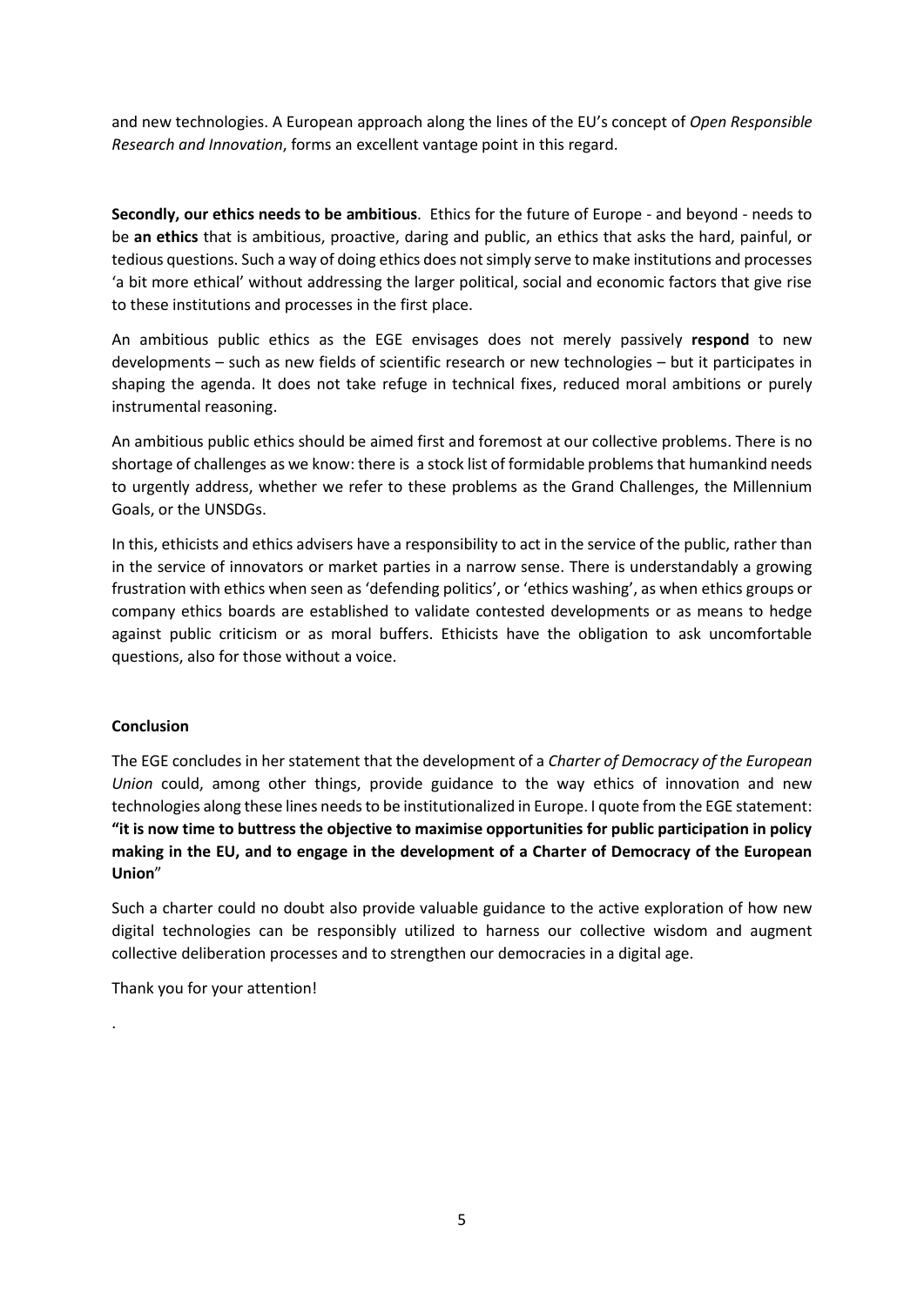and new technologies. A European approach along the lines of the EU's concept of *Open Responsible Research and Innovation*, forms an excellent vantage point in this regard.

**Secondly, our ethics needs to be ambitious**. Ethics for the future of Europe - and beyond - needs to be **an ethics** that is ambitious, proactive, daring and public, an ethics that asks the hard, painful, or tedious questions. Such a way of doing ethics does not simply serve to make institutions and processes 'a bit more ethical' without addressing the larger political, social and economic factors that give rise to these institutions and processes in the first place.

An ambitious public ethics as the EGE envisages does not merely passively **respond** to new developments – such as new fields of scientific research or new technologies – but it participates in shaping the agenda. It does not take refuge in technical fixes, reduced moral ambitions or purely instrumental reasoning.

An ambitious public ethics should be aimed first and foremost at our collective problems. There is no shortage of challenges as we know: there is a stock list of formidable problems that humankind needs to urgently address, whether we refer to these problems as the Grand Challenges, the Millennium Goals, or the UNSDGs.

In this, ethicists and ethics advisers have a responsibility to act in the service of the public, rather than in the service of innovators or market parties in a narrow sense. There is understandably a growing frustration with ethics when seen as 'defending politics', or 'ethics washing', as when ethics groups or company ethics boards are established to validate contested developments or as means to hedge against public criticism or as moral buffers. Ethicists have the obligation to ask uncomfortable questions, also for those without a voice.

**Conclusion**

The EGE concludes in her statement that the development of a *Charter of Democracy of the European Union* could, among other things, provide guidance to the way ethics of innovation and new technologies along these lines needs to be institutionalized in Europe. I quote from the EGE statement: **"it is now time to buttress the objective to maximise opportunities for public participation in policy making in the EU, and to engage in the development of a Charter of Democracy of the European Union**"

Such a charter could no doubt also provide valuable guidance to the active exploration of how new digital technologies can be responsibly utilized to harness our collective wisdom and augment collective deliberation processes and to strengthen our democracies in a digital age.

Thank you for your attention!

.